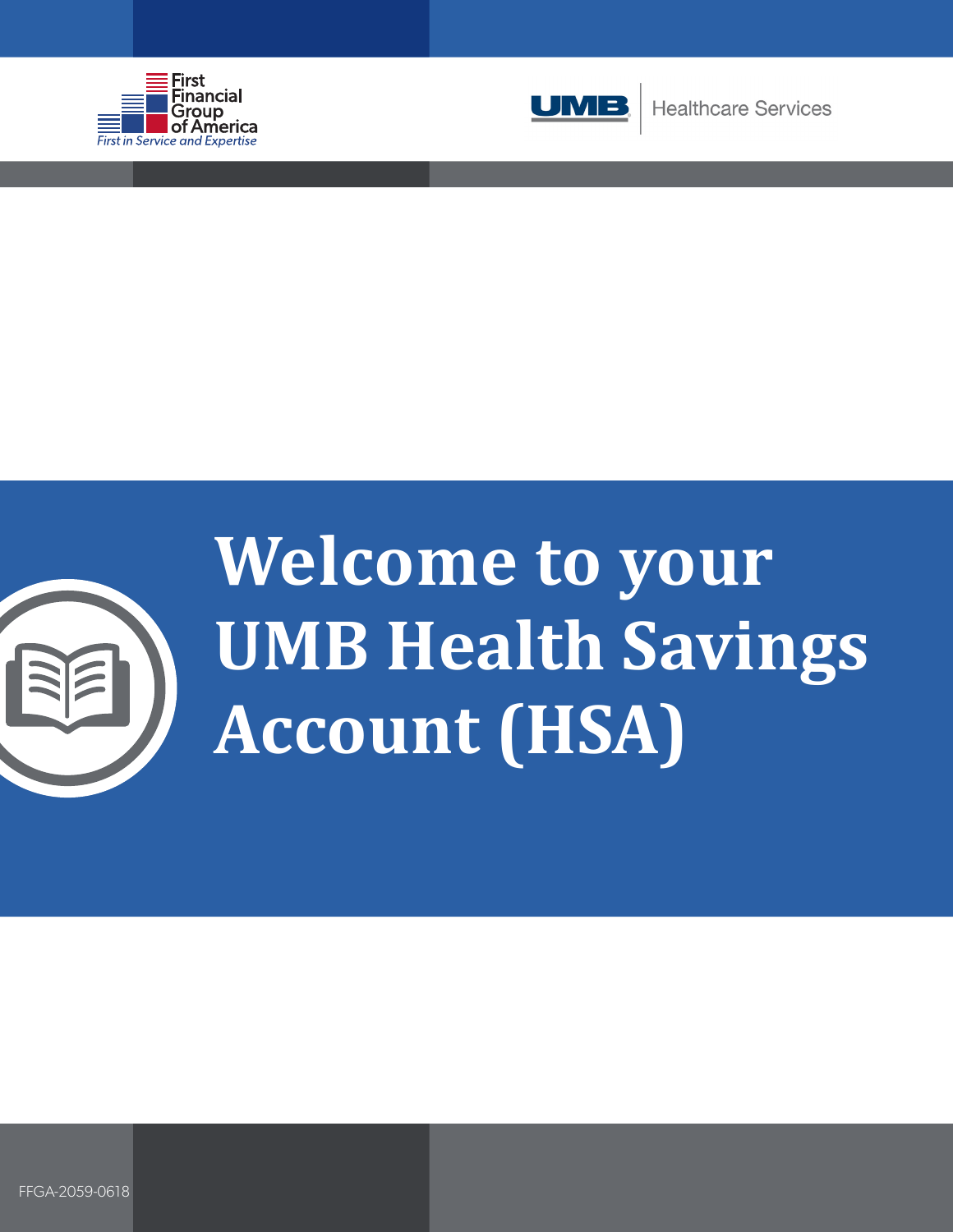First Financial Group of America

*First in Service and Expertise*

UMB | Healthcare Services

# Welcome to your UMB Health Savings Account (HSA)

FFGA-2059-0618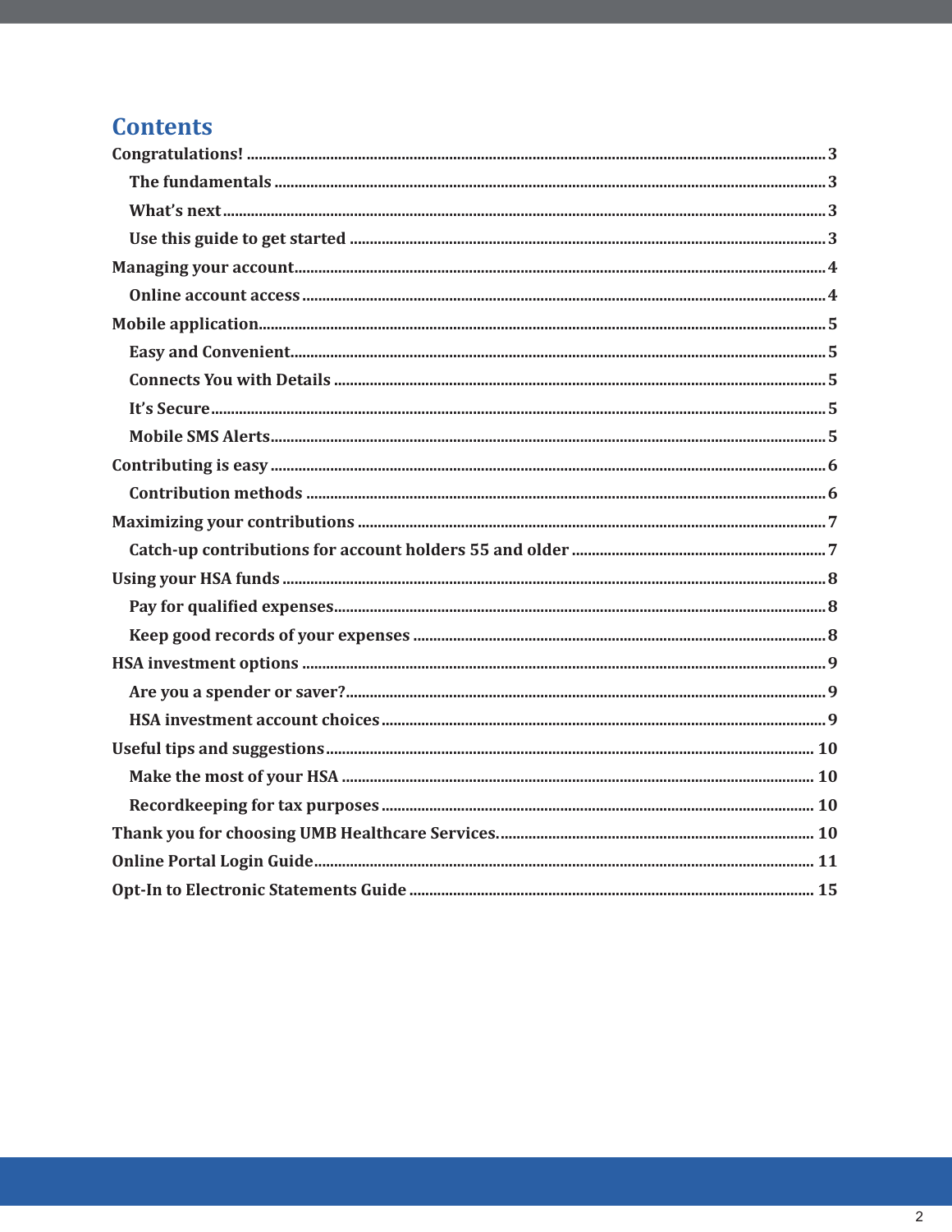# Contents

- Congratulations! ... 3
  - The fundamentals ... 3
  - What's next ... 3
  - Use this guide to get started ... 3
- Managing your account ... 4
  - Online account access ... 4
- Mobile application ... 5
  - Easy and Convenient ... 5
  - Connects You with Details ... 5
  - It's Secure ... 5
  - Mobile SMS Alerts ... 5
- Contributing is easy ... 6
  - Contribution methods ... 6
- Maximizing your contributions ... 7
  - Catch-up contributions for account holders 55 and older ... 7
- Using your HSA funds ... 8
  - Pay for qualified expenses ... 8
  - Keep good records of your expenses ... 8
- HSA investment options ... 9
  - Are you a spender or saver? ... 9
  - HSA investment account choices ... 9
- Useful tips and suggestions ... 10
  - Make the most of your HSA ... 10
  - Recordkeeping for tax purposes ... 10
- Thank you for choosing UMB Healthcare Services. ... 10
- Online Portal Login Guide ... 11
- Opt-In to Electronic Statements Guide ... 15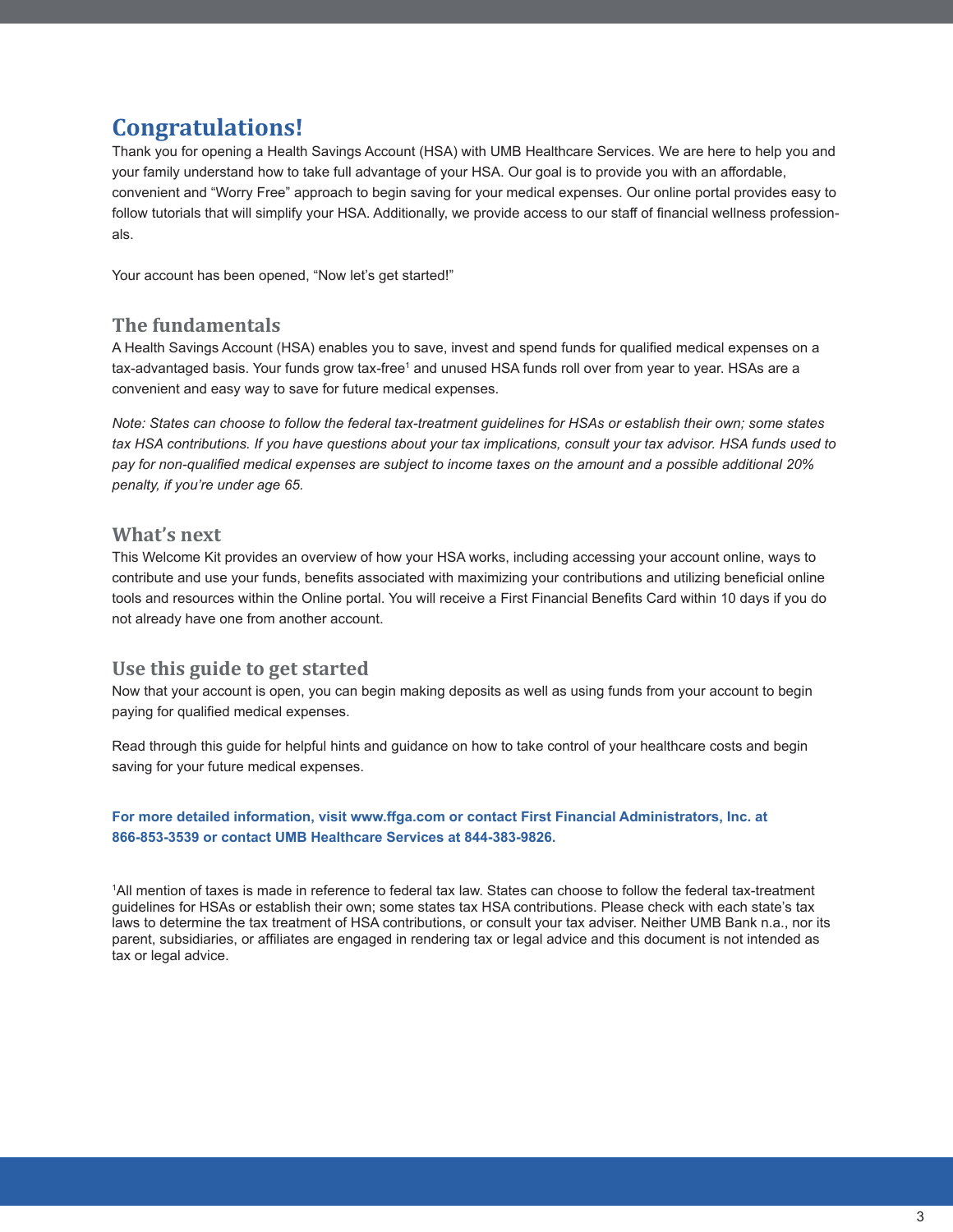# Congratulations!

Thank you for opening a Health Savings Account (HSA) with UMB Healthcare Services. We are here to help you and your family understand how to take full advantage of your HSA. Our goal is to provide you with an affordable, convenient and "Worry Free" approach to begin saving for your medical expenses. Our online portal provides easy to follow tutorials that will simplify your HSA. Additionally, we provide access to our staff of financial wellness professionals.

Your account has been opened, "Now let's get started!"

## The fundamentals

A Health Savings Account (HSA) enables you to save, invest and spend funds for qualified medical expenses on a tax-advantaged basis. Your funds grow tax-free[1] and unused HSA funds roll over from year to year. HSAs are a convenient and easy way to save for future medical expenses.

*Note: States can choose to follow the federal tax-treatment guidelines for HSAs or establish their own; some states tax HSA contributions. If you have questions about your tax implications, consult your tax advisor. HSA funds used to pay for non-qualified medical expenses are subject to income taxes on the amount and a possible additional 20% penalty, if you're under age 65.*

## What's next

This Welcome Kit provides an overview of how your HSA works, including accessing your account online, ways to contribute and use your funds, benefits associated with maximizing your contributions and utilizing beneficial online tools and resources within the Online portal. You will receive a First Financial Benefits Card within 10 days if you do not already have one from another account.

## Use this guide to get started

Now that your account is open, you can begin making deposits as well as using funds from your account to begin paying for qualified medical expenses.

Read through this guide for helpful hints and guidance on how to take control of your healthcare costs and begin saving for your future medical expenses.

**For more detailed information, visit www.ffga.com or contact First Financial Administrators, Inc. at 866-853-3539 or contact UMB Healthcare Services at 844-383-9826.**

[1]All mention of taxes is made in reference to federal tax law. States can choose to follow the federal tax-treatment guidelines for HSAs or establish their own; some states tax HSA contributions. Please check with each state's tax laws to determine the tax treatment of HSA contributions, or consult your tax adviser. Neither UMB Bank n.a., nor its parent, subsidiaries, or affiliates are engaged in rendering tax or legal advice and this document is not intended as tax or legal advice.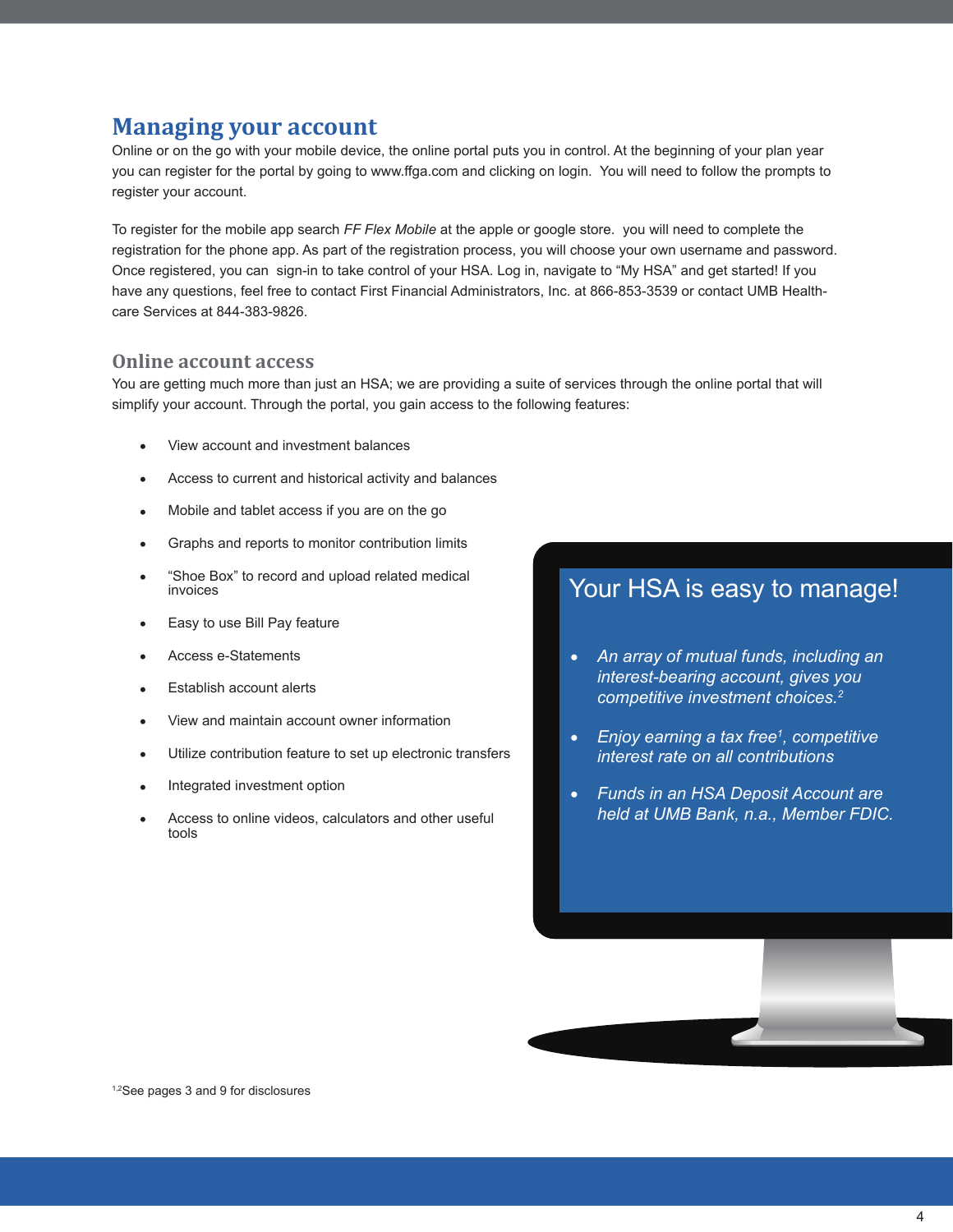## Managing your account

Online or on the go with your mobile device, the online portal puts you in control. At the beginning of your plan year you can register for the portal by going to www.ffga.com and clicking on login.  You will need to follow the prompts to register your account.

To register for the mobile app search *FF Flex Mobile* at the apple or google store.  you will need to complete the registration for the phone app. As part of the registration process, you will choose your own username and password. Once registered, you can  sign-in to take control of your HSA. Log in, navigate to "My HSA" and get started! If you have any questions, feel free to contact First Financial Administrators, Inc. at 866-853-3539 or contact UMB Health-care Services at 844-383-9826.

### Online account access

You are getting much more than just an HSA; we are providing a suite of services through the online portal that will simplify your account. Through the portal, you gain access to the following features:

- View account and investment balances
- Access to current and historical activity and balances
- Mobile and tablet access if you are on the go
- Graphs and reports to monitor contribution limits
- "Shoe Box" to record and upload related medical invoices
- Easy to use Bill Pay feature
- Access e-Statements
- Establish account alerts
- View and maintain account owner information
- Utilize contribution feature to set up electronic transfers
- Integrated investment option
- Access to online videos, calculators and other useful tools

### Your HSA is easy to manage!

- *An array of mutual funds, including an interest-bearing account, gives you competitive investment choices.*[2]
- *Enjoy earning a tax free*[1]*, competitive interest rate on all contributions*
- *Funds in an HSA Deposit Account are held at UMB Bank, n.a., Member FDIC.*

[1,2]See pages 3 and 9 for disclosures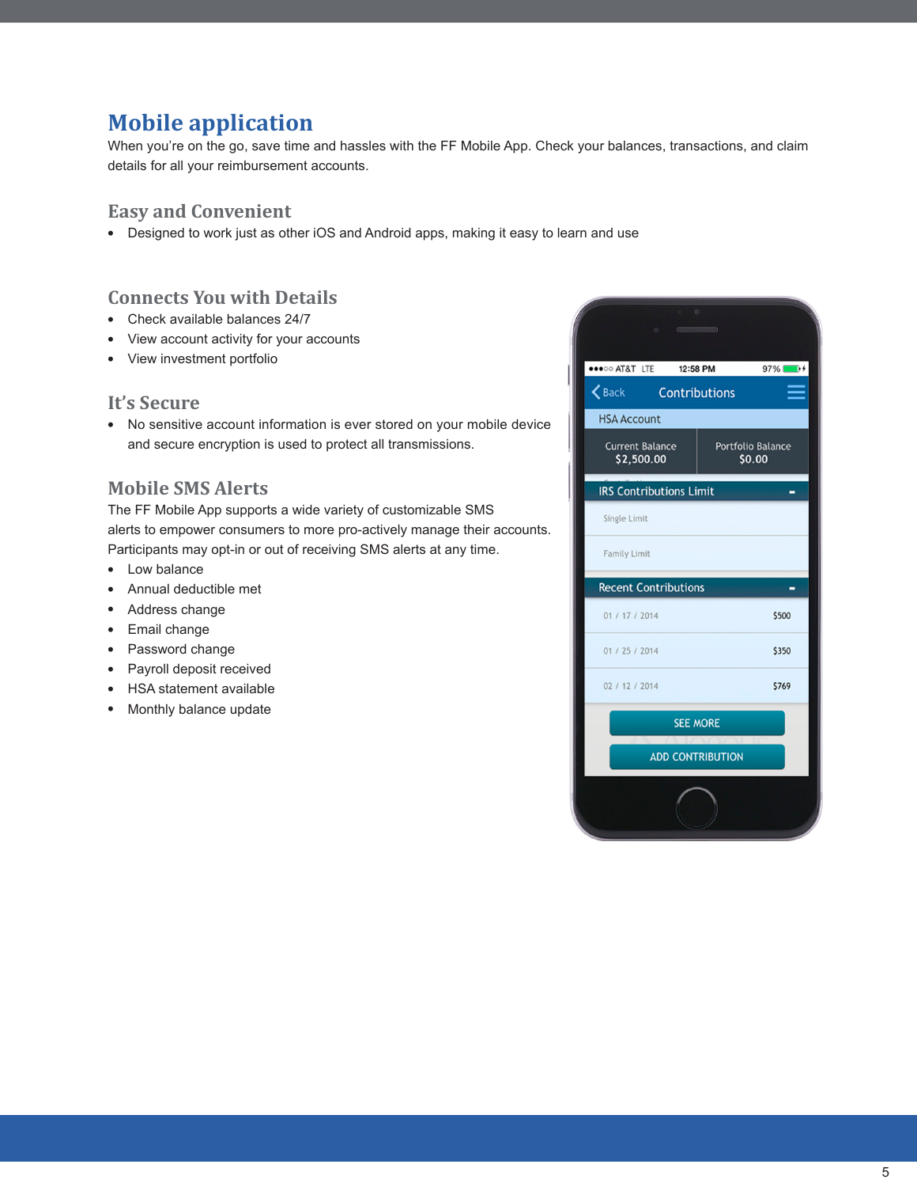# Mobile application

When you're on the go, save time and hassles with the FF Mobile App. Check your balances, transactions, and claim details for all your reimbursement accounts.

## Easy and Convenient

- Designed to work just as other iOS and Android apps, making it easy to learn and use

## Connects You with Details

- Check available balances 24/7
- View account activity for your accounts
- View investment portfolio

## It's Secure

- No sensitive account information is ever stored on your mobile device and secure encryption is used to protect all transmissions.

## Mobile SMS Alerts

The FF Mobile App supports a wide variety of customizable SMS alerts to empower consumers to more pro-actively manage their accounts. Participants may opt-in or out of receiving SMS alerts at any time.

- Low balance
- Annual deductible met
- Address change
- Email change
- Password change
- Payroll deposit received
- HSA statement available
- Monthly balance update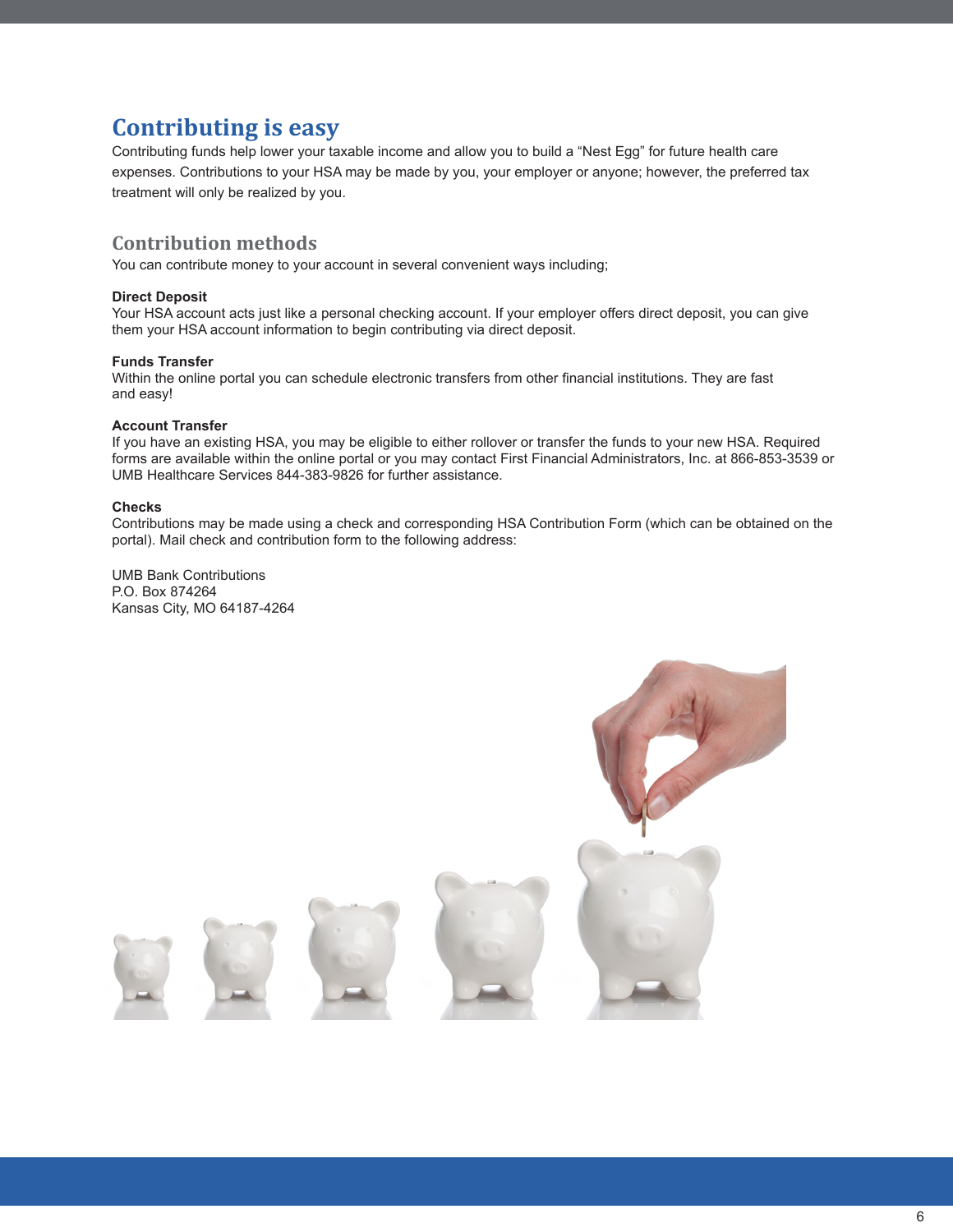# Contributing is easy

Contributing funds help lower your taxable income and allow you to build a "Nest Egg" for future health care expenses. Contributions to your HSA may be made by you, your employer or anyone; however, the preferred tax treatment will only be realized by you.

## Contribution methods

You can contribute money to your account in several convenient ways including;

**Direct Deposit**
Your HSA account acts just like a personal checking account. If your employer offers direct deposit, you can give them your HSA account information to begin contributing via direct deposit.

**Funds Transfer**
Within the online portal you can schedule electronic transfers from other financial institutions. They are fast and easy!

**Account Transfer**
If you have an existing HSA, you may be eligible to either rollover or transfer the funds to your new HSA. Required forms are available within the online portal or you may contact First Financial Administrators, Inc. at 866-853-3539 or UMB Healthcare Services 844-383-9826 for further assistance.

**Checks**
Contributions may be made using a check and corresponding HSA Contribution Form (which can be obtained on the portal). Mail check and contribution form to the following address:

UMB Bank Contributions
P.O. Box 874264
Kansas City, MO 64187-4264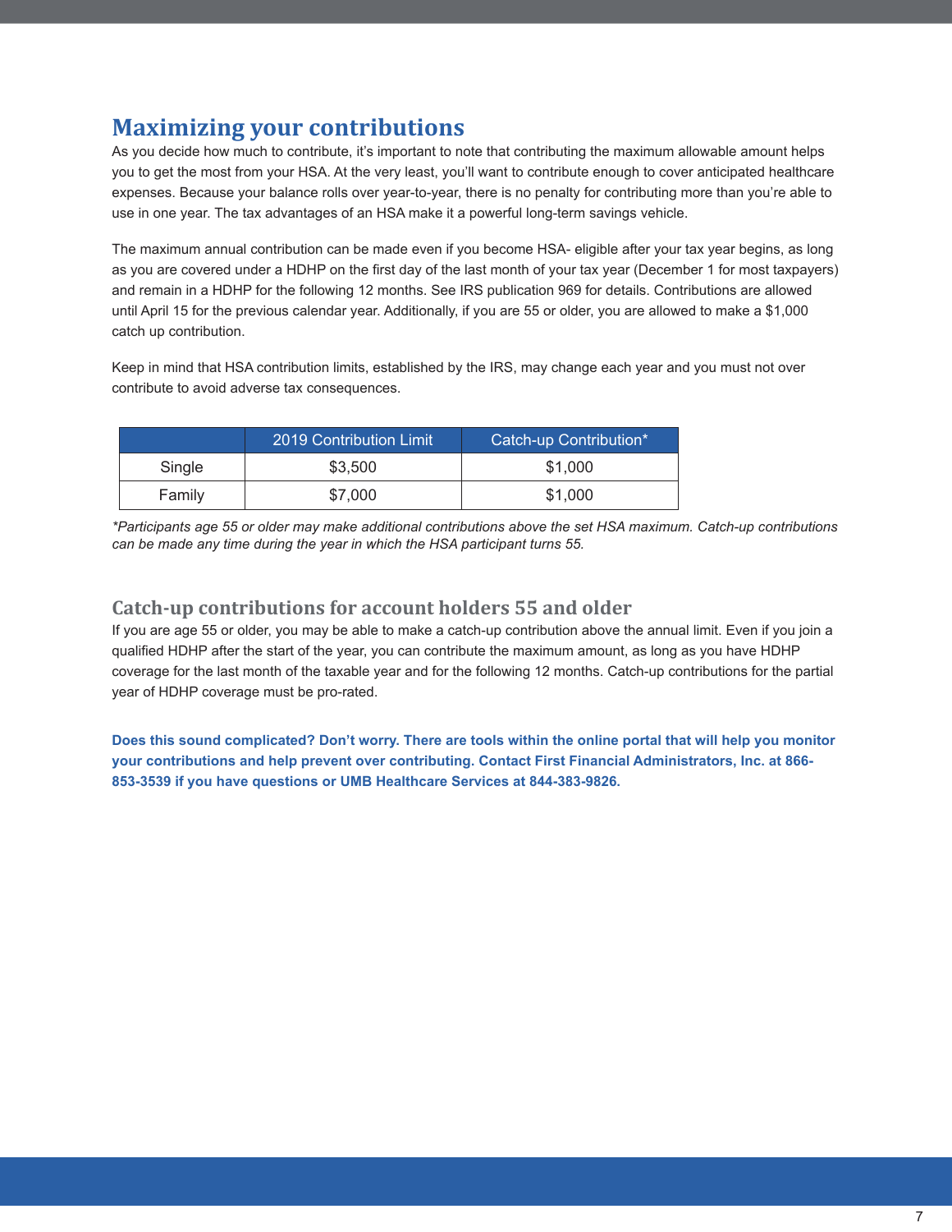## Maximizing your contributions

As you decide how much to contribute, it's important to note that contributing the maximum allowable amount helps you to get the most from your HSA. At the very least, you'll want to contribute enough to cover anticipated healthcare expenses. Because your balance rolls over year-to-year, there is no penalty for contributing more than you're able to use in one year. The tax advantages of an HSA make it a powerful long-term savings vehicle.

The maximum annual contribution can be made even if you become HSA- eligible after your tax year begins, as long as you are covered under a HDHP on the first day of the last month of your tax year (December 1 for most taxpayers) and remain in a HDHP for the following 12 months. See IRS publication 969 for details. Contributions are allowed until April 15 for the previous calendar year. Additionally, if you are 55 or older, you are allowed to make a $1,000 catch up contribution.

Keep in mind that HSA contribution limits, established by the IRS, may change each year and you must not over contribute to avoid adverse tax consequences.

| | 2019 Contribution Limit | Catch-up Contribution* |
|---|---|---|
| Single | $3,500 | $1,000 |
| Family | $7,000 | $1,000 |

*\*Participants age 55 or older may make additional contributions above the set HSA maximum. Catch-up contributions can be made any time during the year in which the HSA participant turns 55.*

### Catch-up contributions for account holders 55 and older

If you are age 55 or older, you may be able to make a catch-up contribution above the annual limit. Even if you join a qualified HDHP after the start of the year, you can contribute the maximum amount, as long as you have HDHP coverage for the last month of the taxable year and for the following 12 months. Catch-up contributions for the partial year of HDHP coverage must be pro-rated.

**Does this sound complicated? Don't worry. There are tools within the online portal that will help you monitor your contributions and help prevent over contributing. Contact First Financial Administrators, Inc. at 866-853-3539 if you have questions or UMB Healthcare Services at 844-383-9826.**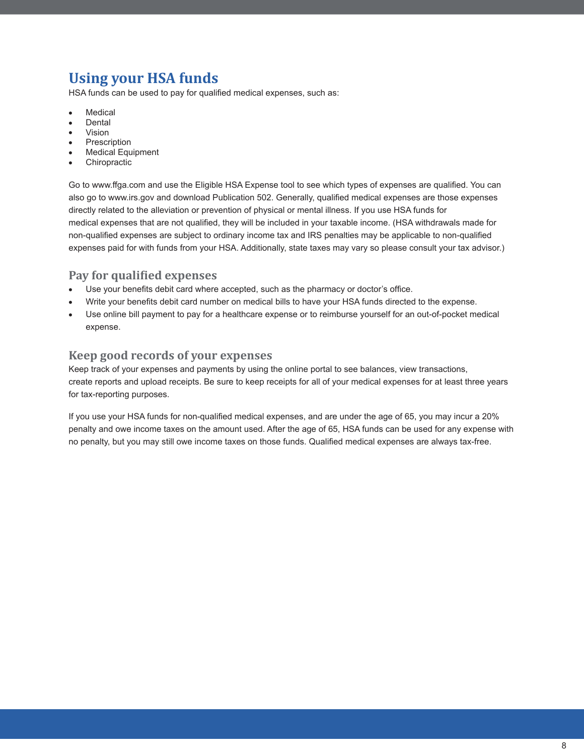# Using your HSA funds

HSA funds can be used to pay for qualified medical expenses, such as:

- Medical
- Dental
- Vision
- Prescription
- Medical Equipment
- Chiropractic

Go to www.ffga.com and use the Eligible HSA Expense tool to see which types of expenses are qualified. You can also go to www.irs.gov and download Publication 502. Generally, qualified medical expenses are those expenses directly related to the alleviation or prevention of physical or mental illness. If you use HSA funds for medical expenses that are not qualified, they will be included in your taxable income. (HSA withdrawals made for non-qualified expenses are subject to ordinary income tax and IRS penalties may be applicable to non-qualified expenses paid for with funds from your HSA. Additionally, state taxes may vary so please consult your tax advisor.)

## Pay for qualified expenses

- Use your benefits debit card where accepted, such as the pharmacy or doctor's office.
- Write your benefits debit card number on medical bills to have your HSA funds directed to the expense.
- Use online bill payment to pay for a healthcare expense or to reimburse yourself for an out-of-pocket medical expense.

## Keep good records of your expenses

Keep track of your expenses and payments by using the online portal to see balances, view transactions, create reports and upload receipts. Be sure to keep receipts for all of your medical expenses for at least three years for tax-reporting purposes.

If you use your HSA funds for non-qualified medical expenses, and are under the age of 65, you may incur a 20% penalty and owe income taxes on the amount used. After the age of 65, HSA funds can be used for any expense with no penalty, but you may still owe income taxes on those funds. Qualified medical expenses are always tax-free.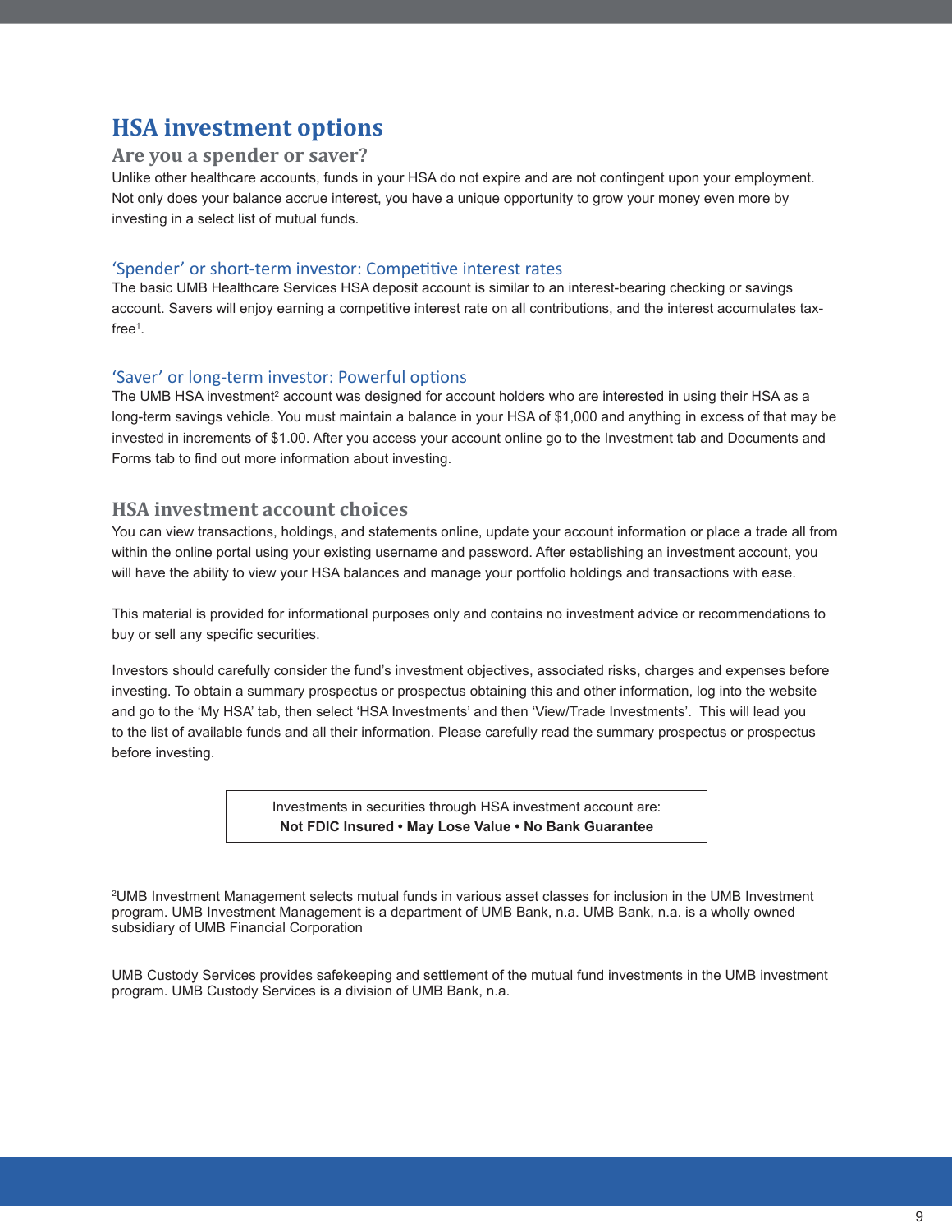# HSA investment options

## Are you a spender or saver?

Unlike other healthcare accounts, funds in your HSA do not expire and are not contingent upon your employment. Not only does your balance accrue interest, you have a unique opportunity to grow your money even more by investing in a select list of mutual funds.

### 'Spender' or short-term investor: Competitive interest rates

The basic UMB Healthcare Services HSA deposit account is similar to an interest-bearing checking or savings account. Savers will enjoy earning a competitive interest rate on all contributions, and the interest accumulates tax-free[1].

### 'Saver' or long-term investor: Powerful options

The UMB HSA investment[2] account was designed for account holders who are interested in using their HSA as a long-term savings vehicle. You must maintain a balance in your HSA of $1,000 and anything in excess of that may be invested in increments of $1.00. After you access your account online go to the Investment tab and Documents and Forms tab to find out more information about investing.

## HSA investment account choices

You can view transactions, holdings, and statements online, update your account information or place a trade all from within the online portal using your existing username and password. After establishing an investment account, you will have the ability to view your HSA balances and manage your portfolio holdings and transactions with ease.

This material is provided for informational purposes only and contains no investment advice or recommendations to buy or sell any specific securities.

Investors should carefully consider the fund's investment objectives, associated risks, charges and expenses before investing. To obtain a summary prospectus or prospectus obtaining this and other information, log into the website and go to the 'My HSA' tab, then select 'HSA Investments' and then 'View/Trade Investments'. This will lead you to the list of available funds and all their information. Please carefully read the summary prospectus or prospectus before investing.

Investments in securities through HSA investment account are:
**Not FDIC Insured • May Lose Value • No Bank Guarantee**

[2]UMB Investment Management selects mutual funds in various asset classes for inclusion in the UMB Investment program. UMB Investment Management is a department of UMB Bank, n.a. UMB Bank, n.a. is a wholly owned subsidiary of UMB Financial Corporation

UMB Custody Services provides safekeeping and settlement of the mutual fund investments in the UMB investment program. UMB Custody Services is a division of UMB Bank, n.a.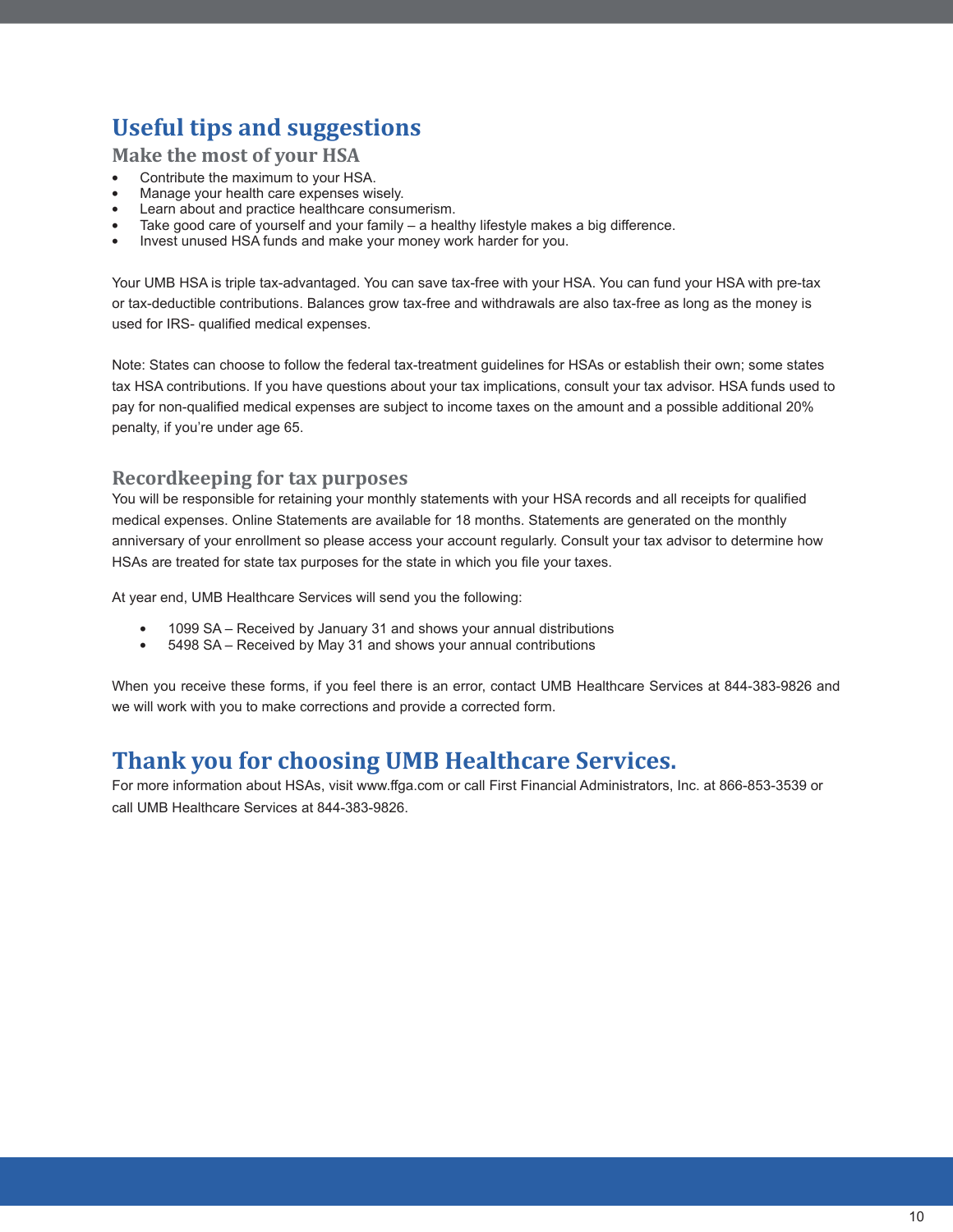# Useful tips and suggestions

## Make the most of your HSA

- Contribute the maximum to your HSA.
- Manage your health care expenses wisely.
- Learn about and practice healthcare consumerism.
- Take good care of yourself and your family – a healthy lifestyle makes a big difference.
- Invest unused HSA funds and make your money work harder for you.

Your UMB HSA is triple tax-advantaged. You can save tax-free with your HSA. You can fund your HSA with pre-tax or tax-deductible contributions. Balances grow tax-free and withdrawals are also tax-free as long as the money is used for IRS- qualified medical expenses.

Note: States can choose to follow the federal tax-treatment guidelines for HSAs or establish their own; some states tax HSA contributions. If you have questions about your tax implications, consult your tax advisor. HSA funds used to pay for non-qualified medical expenses are subject to income taxes on the amount and a possible additional 20% penalty, if you're under age 65.

## Recordkeeping for tax purposes

You will be responsible for retaining your monthly statements with your HSA records and all receipts for qualified medical expenses. Online Statements are available for 18 months. Statements are generated on the monthly anniversary of your enrollment so please access your account regularly. Consult your tax advisor to determine how HSAs are treated for state tax purposes for the state in which you file your taxes.

At year end, UMB Healthcare Services will send you the following:

- 1099 SA – Received by January 31 and shows your annual distributions
- 5498 SA – Received by May 31 and shows your annual contributions

When you receive these forms, if you feel there is an error, contact UMB Healthcare Services at 844-383-9826 and we will work with you to make corrections and provide a corrected form.

# Thank you for choosing UMB Healthcare Services.

For more information about HSAs, visit www.ffga.com or call First Financial Administrators, Inc. at 866-853-3539 or call UMB Healthcare Services at 844-383-9826.